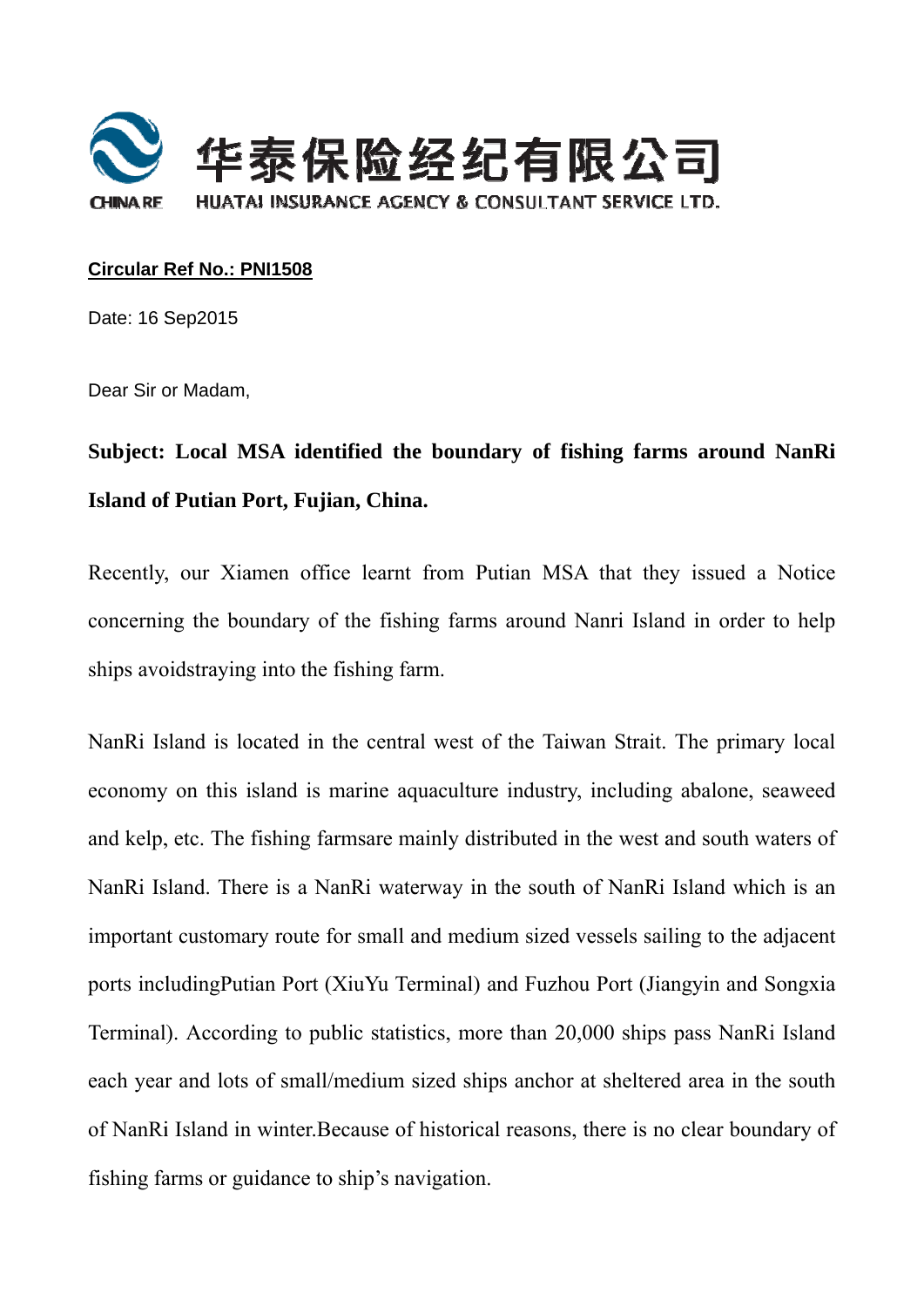华泰保险经纪有限公司

HUATAI INSURANCE AGENCY & CONSULTANT SERVICE LTD.

**Circular Ref No.: PNI1508**

Date: 16 Sep2015

Dear Sir or Madam,

**Subject: Local MSA identified the boundary of fishing farms around NanRi Island of Putian Port, Fujian, China.**

Recently, our Xiamen office learnt from Putian MSA that they issued a Notice concerning the boundary of the fishing farms around Nanri Island in order to help ships avoidstraying into the fishing farm.

NanRi Island is located in the central west of the Taiwan Strait. The primary local economy on this island is marine aquaculture industry, including abalone, seaweed and kelp, etc. The fishing farmsare mainly distributed in the west and south waters of NanRi Island. There is a NanRi waterway in the south of NanRi Island which is an important customary route for small and medium sized vessels sailing to the adjacent ports includingPutian Port (XiuYu Terminal) and Fuzhou Port (Jiangyin and Songxia Terminal). According to public statistics, more than 20,000 ships pass NanRi Island each year and lots of small/medium sized ships anchor at sheltered area in the south of NanRi Island in winter.Because of historical reasons, there is no clear boundary of fishing farms or guidance to ship's navigation.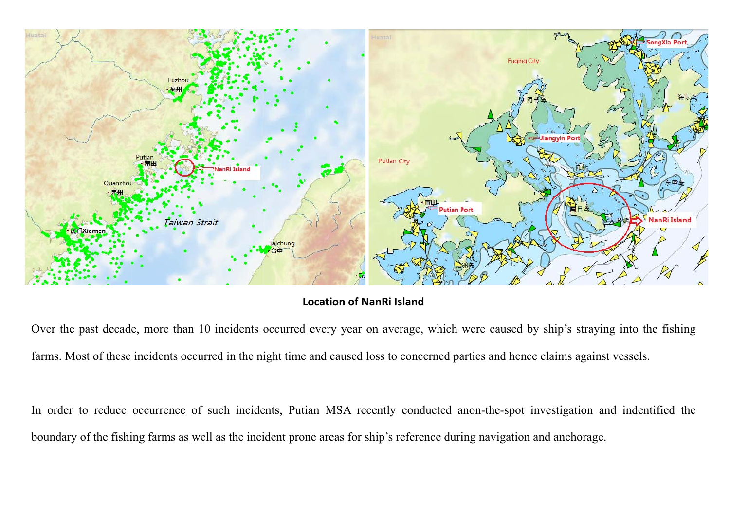**Location of NanRi Island**

Over the past decade, more than 10 incidents occurred every year on average, which were caused by ship's straying into the fishing farms. Most of these incidents occurred in the night time and caused loss to concerned parties and hence claims against vessels.

In order to reduce occurrence of such incidents, Putian MSA recently conducted anon-the-spot investigation and indentified the boundary of the fishing farms as well as the incident prone areas for ship's reference during navigation and anchorage.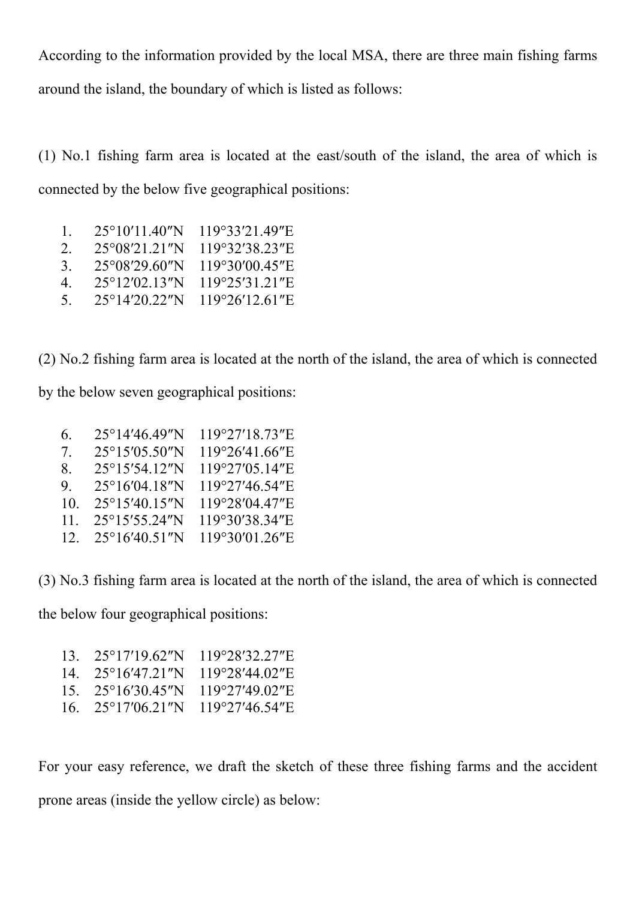According to the information provided by the local MSA, there are three main fishing farms around the island, the boundary of which is listed as follows:

(1) No.1 fishing farm area is located at the east/south of the island, the area of which is connected by the below five geographical positions:

1. 25°10′11.40″N 119°33′21.49″E
2. 25°08′21.21″N 119°32′38.23″E
3. 25°08′29.60″N 119°30′00.45″E
4. 25°12′02.13″N 119°25′31.21″E
5. 25°14′20.22″N 119°26′12.61″E

(2) No.2 fishing farm area is located at the north of the island, the area of which is connected by the below seven geographical positions:

6. 25°14′46.49″N 119°27′18.73″E
7. 25°15′05.50″N 119°26′41.66″E
8. 25°15′54.12″N 119°27′05.14″E
9. 25°16′04.18″N 119°27′46.54″E
10. 25°15′40.15″N 119°28′04.47″E
11. 25°15′55.24″N 119°30′38.34″E
12. 25°16′40.51″N 119°30′01.26″E

(3) No.3 fishing farm area is located at the north of the island, the area of which is connected the below four geographical positions:

13. 25°17′19.62″N 119°28′32.27″E
14. 25°16′47.21″N 119°28′44.02″E
15. 25°16′30.45″N 119°27′49.02″E
16. 25°17′06.21″N 119°27′46.54″E

For your easy reference, we draft the sketch of these three fishing farms and the accident prone areas (inside the yellow circle) as below: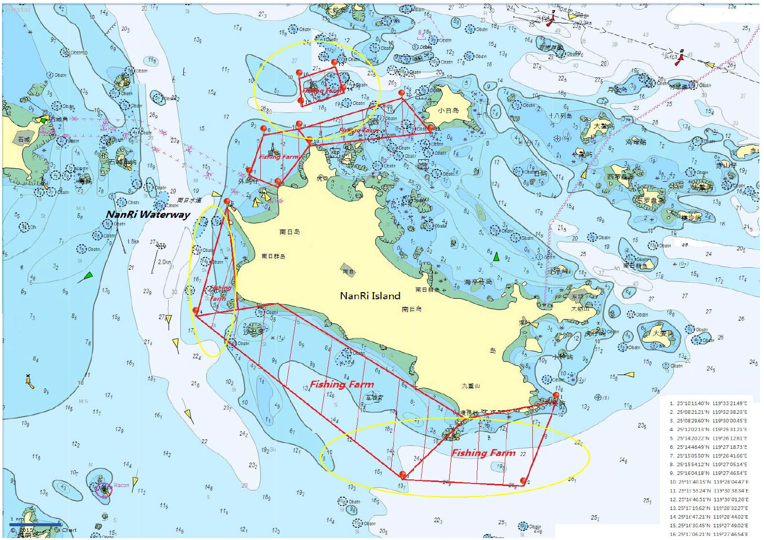NanRi Waterway

NanRi Island

Fishing Farm

1. 25°10'11.40"N 119°33'21.49"E
2. 25°08'21.21"N 119°32'38.23"E
3. 25°08'29.60"N 119°30'00.45"E
4. 25°12'02.13"N 119°25'31.21"E
5. 25°14'20.22"N 119°26'12.61"E
6. 25°14'46.49"N 119°27'18.73"E
7. 25°15'05.50"N 119°26'41.66"E
8. 25°15'54.12"N 119°27'05.14"E
9. 25°16'04.18"N 119°27'46.54"E
10. 25°15'40.15"N 119°28'04.47"E
11. 25°15'55.24"N 119°30'38.34"E
12. 25°16'40.51"N 119°30'01.26"E
13. 25°17'15.62"N 119°28'32.27"E
14. 25°16'47.21"N 119°28'44.02"E
15. 25°16'30.45"N 119°27'49.02"E
16. 25°17'06.21"N 119°27'46.54"E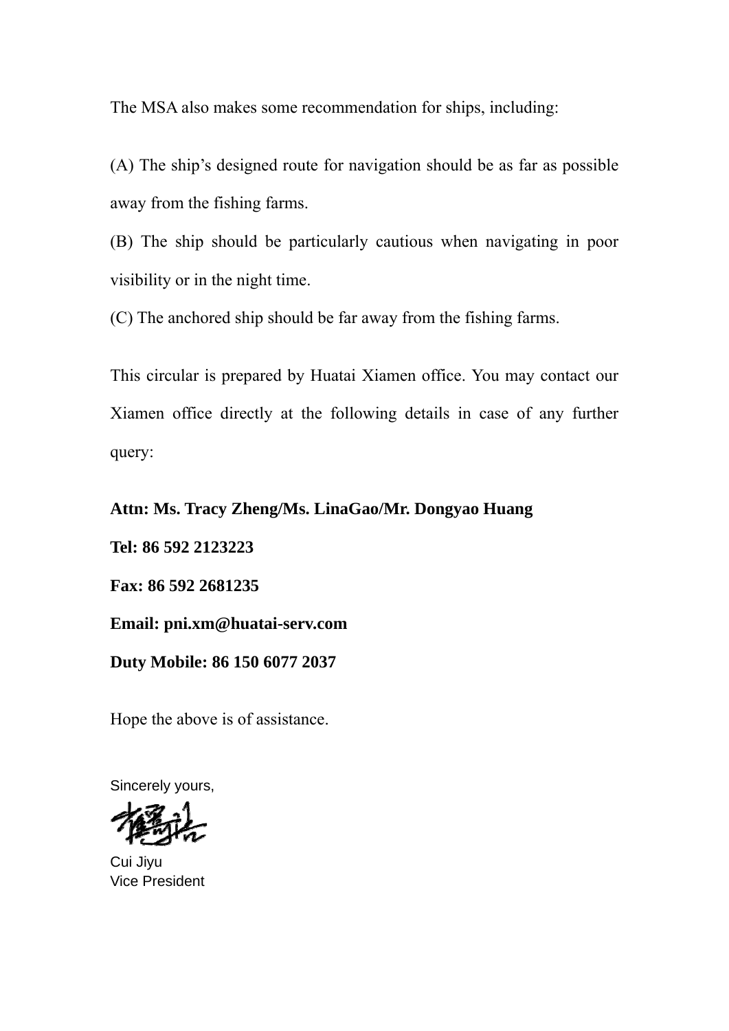The MSA also makes some recommendation for ships, including:

(A) The ship's designed route for navigation should be as far as possible away from the fishing farms.

(B) The ship should be particularly cautious when navigating in poor visibility or in the night time.

(C) The anchored ship should be far away from the fishing farms.

This circular is prepared by Huatai Xiamen office. You may contact our Xiamen office directly at the following details in case of any further query:

**Attn: Ms. Tracy Zheng/Ms. LinaGao/Mr. Dongyao Huang**

**Tel: 86 592 2123223**

**Fax: 86 592 2681235**

**Email: pni.xm@huatai-serv.com**

**Duty Mobile: 86 150 6077 2037**

Hope the above is of assistance.

Sincerely yours,

Cui Jiyu
Vice President